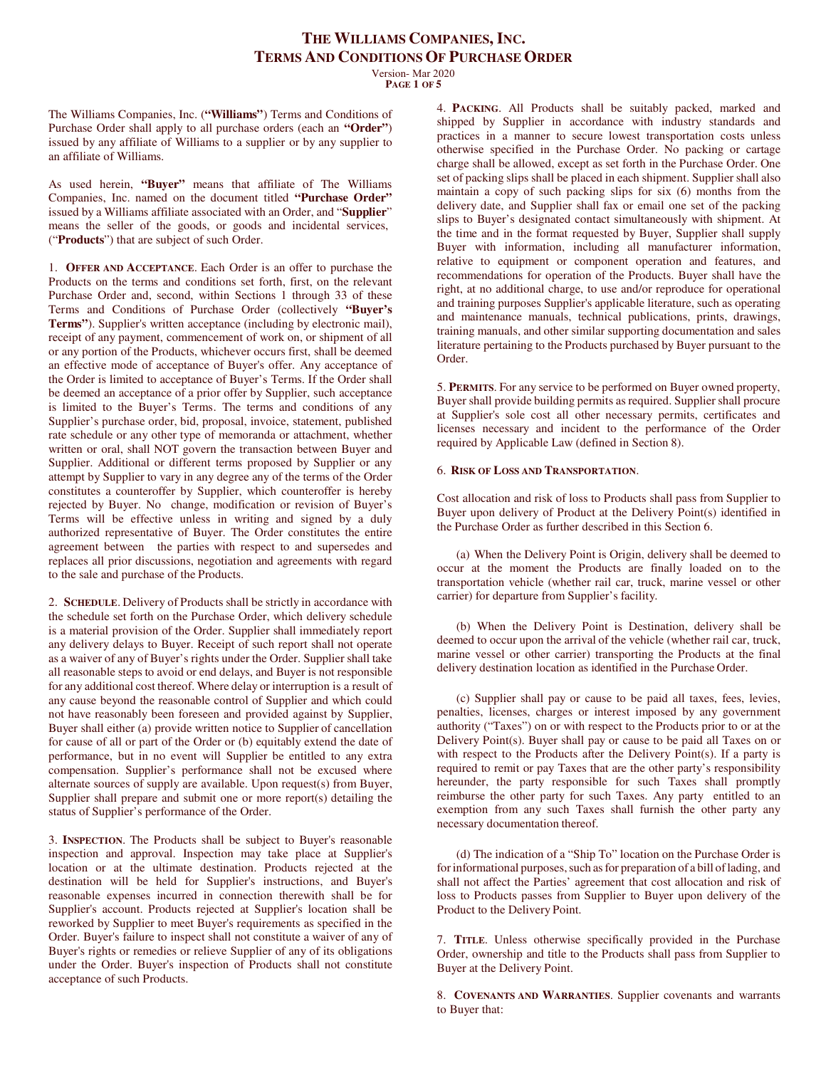# THE WILLIAMS COMPANIES, INC.
# TERMS AND CONDITIONS OF PURCHASE ORDER

Version- Mar 2020

The Williams Companies, Inc. (**"Williams"**) Terms and Conditions of Purchase Order shall apply to all purchase orders (each an **"Order"**) issued by any affiliate of Williams to a supplier or by any supplier to an affiliate of Williams.

As used herein, **"Buyer"** means that affiliate of The Williams Companies, Inc. named on the document titled **"Purchase Order"** issued by a Williams affiliate associated with an Order, and "**Supplier**" means the seller of the goods, or goods and incidental services, ("**Products**") that are subject of such Order.

1. **OFFER AND ACCEPTANCE**. Each Order is an offer to purchase the Products on the terms and conditions set forth, first, on the relevant Purchase Order and, second, within Sections 1 through 33 of these Terms and Conditions of Purchase Order (collectively **"Buyer's Terms"**). Supplier's written acceptance (including by electronic mail), receipt of any payment, commencement of work on, or shipment of all or any portion of the Products, whichever occurs first, shall be deemed an effective mode of acceptance of Buyer's offer. Any acceptance of the Order is limited to acceptance of Buyer's Terms. If the Order shall be deemed an acceptance of a prior offer by Supplier, such acceptance is limited to the Buyer's Terms. The terms and conditions of any Supplier's purchase order, bid, proposal, invoice, statement, published rate schedule or any other type of memoranda or attachment, whether written or oral, shall NOT govern the transaction between Buyer and Supplier. Additional or different terms proposed by Supplier or any attempt by Supplier to vary in any degree any of the terms of the Order constitutes a counteroffer by Supplier, which counteroffer is hereby rejected by Buyer. No change, modification or revision of Buyer's Terms will be effective unless in writing and signed by a duly authorized representative of Buyer. The Order constitutes the entire agreement between the parties with respect to and supersedes and replaces all prior discussions, negotiation and agreements with regard to the sale and purchase of the Products.

2. **SCHEDULE**. Delivery of Products shall be strictly in accordance with the schedule set forth on the Purchase Order, which delivery schedule is a material provision of the Order. Supplier shall immediately report any delivery delays to Buyer. Receipt of such report shall not operate as a waiver of any of Buyer's rights under the Order. Supplier shall take all reasonable steps to avoid or end delays, and Buyer is not responsible for any additional cost thereof. Where delay or interruption is a result of any cause beyond the reasonable control of Supplier and which could not have reasonably been foreseen and provided against by Supplier, Buyer shall either (a) provide written notice to Supplier of cancellation for cause of all or part of the Order or (b) equitably extend the date of performance, but in no event will Supplier be entitled to any extra compensation. Supplier's performance shall not be excused where alternate sources of supply are available. Upon request(s) from Buyer, Supplier shall prepare and submit one or more report(s) detailing the status of Supplier's performance of the Order.

3. **INSPECTION**. The Products shall be subject to Buyer's reasonable inspection and approval. Inspection may take place at Supplier's location or at the ultimate destination. Products rejected at the destination will be held for Supplier's instructions, and Buyer's reasonable expenses incurred in connection therewith shall be for Supplier's account. Products rejected at Supplier's location shall be reworked by Supplier to meet Buyer's requirements as specified in the Order. Buyer's failure to inspect shall not constitute a waiver of any of Buyer's rights or remedies or relieve Supplier of any of its obligations under the Order. Buyer's inspection of Products shall not constitute acceptance of such Products.

4. **PACKING**. All Products shall be suitably packed, marked and shipped by Supplier in accordance with industry standards and practices in a manner to secure lowest transportation costs unless otherwise specified in the Purchase Order. No packing or cartage charge shall be allowed, except as set forth in the Purchase Order. One set of packing slips shall be placed in each shipment. Supplier shall also maintain a copy of such packing slips for six (6) months from the delivery date, and Supplier shall fax or email one set of the packing slips to Buyer's designated contact simultaneously with shipment. At the time and in the format requested by Buyer, Supplier shall supply Buyer with information, including all manufacturer information, relative to equipment or component operation and features, and recommendations for operation of the Products. Buyer shall have the right, at no additional charge, to use and/or reproduce for operational and training purposes Supplier's applicable literature, such as operating and maintenance manuals, technical publications, prints, drawings, training manuals, and other similar supporting documentation and sales literature pertaining to the Products purchased by Buyer pursuant to the Order.

5. **PERMITS**. For any service to be performed on Buyer owned property, Buyer shall provide building permits as required. Supplier shall procure at Supplier's sole cost all other necessary permits, certificates and licenses necessary and incident to the performance of the Order required by Applicable Law (defined in Section 8).

6. **RISK OF LOSS AND TRANSPORTATION**.

Cost allocation and risk of loss to Products shall pass from Supplier to Buyer upon delivery of Product at the Delivery Point(s) identified in the Purchase Order as further described in this Section 6.

(a) When the Delivery Point is Origin, delivery shall be deemed to occur at the moment the Products are finally loaded on to the transportation vehicle (whether rail car, truck, marine vessel or other carrier) for departure from Supplier's facility.

(b) When the Delivery Point is Destination, delivery shall be deemed to occur upon the arrival of the vehicle (whether rail car, truck, marine vessel or other carrier) transporting the Products at the final delivery destination location as identified in the Purchase Order.

(c) Supplier shall pay or cause to be paid all taxes, fees, levies, penalties, licenses, charges or interest imposed by any government authority ("Taxes") on or with respect to the Products prior to or at the Delivery Point(s). Buyer shall pay or cause to be paid all Taxes on or with respect to the Products after the Delivery Point(s). If a party is required to remit or pay Taxes that are the other party's responsibility hereunder, the party responsible for such Taxes shall promptly reimburse the other party for such Taxes. Any party entitled to an exemption from any such Taxes shall furnish the other party any necessary documentation thereof.

(d) The indication of a "Ship To" location on the Purchase Order is for informational purposes, such as for preparation of a bill of lading, and shall not affect the Parties' agreement that cost allocation and risk of loss to Products passes from Supplier to Buyer upon delivery of the Product to the Delivery Point.

7. **TITLE**. Unless otherwise specifically provided in the Purchase Order, ownership and title to the Products shall pass from Supplier to Buyer at the Delivery Point.

8. **COVENANTS AND WARRANTIES**. Supplier covenants and warrants to Buyer that: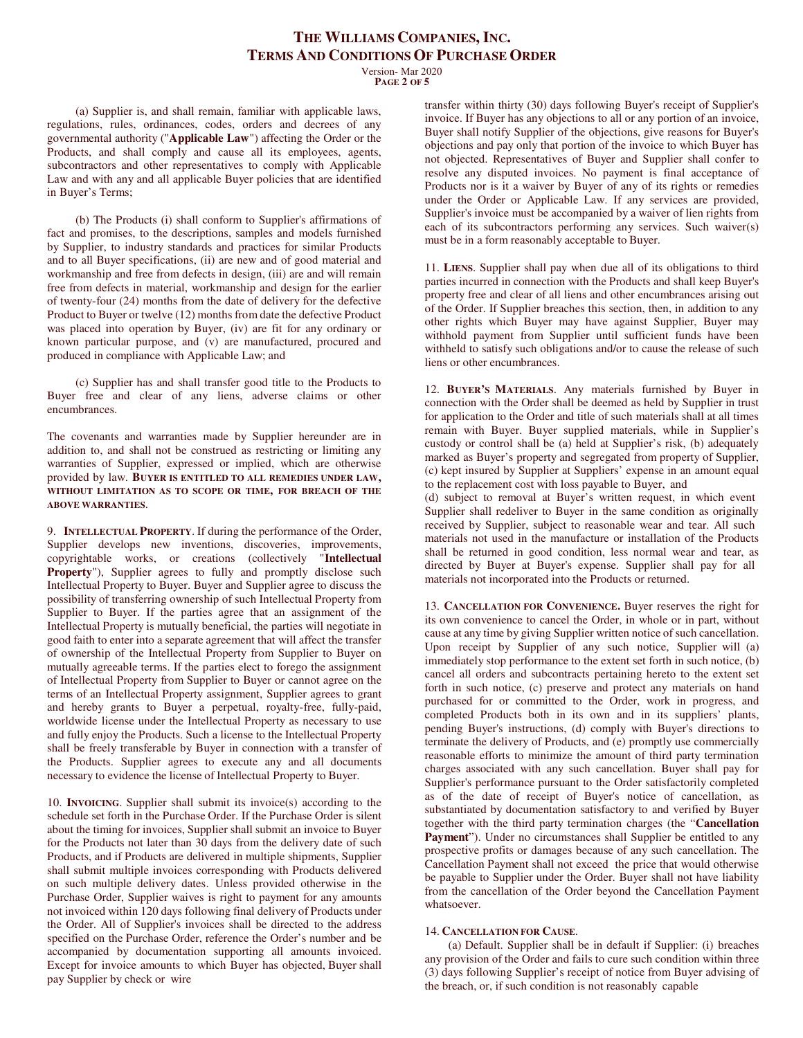(a) Supplier is, and shall remain, familiar with applicable laws, regulations, rules, ordinances, codes, orders and decrees of any governmental authority ("**Applicable Law**") affecting the Order or the Products, and shall comply and cause all its employees, agents, subcontractors and other representatives to comply with Applicable Law and with any and all applicable Buyer policies that are identified in Buyer's Terms;

(b) The Products (i) shall conform to Supplier's affirmations of fact and promises, to the descriptions, samples and models furnished by Supplier, to industry standards and practices for similar Products and to all Buyer specifications, (ii) are new and of good material and workmanship and free from defects in design, (iii) are and will remain free from defects in material, workmanship and design for the earlier of twenty-four (24) months from the date of delivery for the defective Product to Buyer or twelve (12) months from date the defective Product was placed into operation by Buyer, (iv) are fit for any ordinary or known particular purpose, and (v) are manufactured, procured and produced in compliance with Applicable Law; and

(c) Supplier has and shall transfer good title to the Products to Buyer free and clear of any liens, adverse claims or other encumbrances.

The covenants and warranties made by Supplier hereunder are in addition to, and shall not be construed as restricting or limiting any warranties of Supplier, expressed or implied, which are otherwise provided by law. **BUYER IS ENTITLED TO ALL REMEDIES UNDER LAW, WITHOUT LIMITATION AS TO SCOPE OR TIME, FOR BREACH OF THE ABOVE WARRANTIES**.

9. **INTELLECTUAL PROPERTY**. If during the performance of the Order, Supplier develops new inventions, discoveries, improvements, copyrightable works, or creations (collectively "**Intellectual Property**"), Supplier agrees to fully and promptly disclose such Intellectual Property to Buyer. Buyer and Supplier agree to discuss the possibility of transferring ownership of such Intellectual Property from Supplier to Buyer. If the parties agree that an assignment of the Intellectual Property is mutually beneficial, the parties will negotiate in good faith to enter into a separate agreement that will affect the transfer of ownership of the Intellectual Property from Supplier to Buyer on mutually agreeable terms. If the parties elect to forego the assignment of Intellectual Property from Supplier to Buyer or cannot agree on the terms of an Intellectual Property assignment, Supplier agrees to grant and hereby grants to Buyer a perpetual, royalty-free, fully-paid, worldwide license under the Intellectual Property as necessary to use and fully enjoy the Products. Such a license to the Intellectual Property shall be freely transferable by Buyer in connection with a transfer of the Products. Supplier agrees to execute any and all documents necessary to evidence the license of Intellectual Property to Buyer.

10. **INVOICING**. Supplier shall submit its invoice(s) according to the schedule set forth in the Purchase Order. If the Purchase Order is silent about the timing for invoices, Supplier shall submit an invoice to Buyer for the Products not later than 30 days from the delivery date of such Products, and if Products are delivered in multiple shipments, Supplier shall submit multiple invoices corresponding with Products delivered on such multiple delivery dates. Unless provided otherwise in the Purchase Order, Supplier waives is right to payment for any amounts not invoiced within 120 days following final delivery of Products under the Order. All of Supplier's invoices shall be directed to the address specified on the Purchase Order, reference the Order's number and be accompanied by documentation supporting all amounts invoiced. Except for invoice amounts to which Buyer has objected, Buyer shall pay Supplier by check or wire transfer within thirty (30) days following Buyer's receipt of Supplier's invoice. If Buyer has any objections to all or any portion of an invoice, Buyer shall notify Supplier of the objections, give reasons for Buyer's objections and pay only that portion of the invoice to which Buyer has not objected. Representatives of Buyer and Supplier shall confer to resolve any disputed invoices. No payment is final acceptance of Products nor is it a waiver by Buyer of any of its rights or remedies under the Order or Applicable Law. If any services are provided, Supplier's invoice must be accompanied by a waiver of lien rights from each of its subcontractors performing any services. Such waiver(s) must be in a form reasonably acceptable to Buyer.

11. **LIENS**. Supplier shall pay when due all of its obligations to third parties incurred in connection with the Products and shall keep Buyer's property free and clear of all liens and other encumbrances arising out of the Order. If Supplier breaches this section, then, in addition to any other rights which Buyer may have against Supplier, Buyer may withhold payment from Supplier until sufficient funds have been withheld to satisfy such obligations and/or to cause the release of such liens or other encumbrances.

12. **BUYER'S MATERIALS**. Any materials furnished by Buyer in connection with the Order shall be deemed as held by Supplier in trust for application to the Order and title of such materials shall at all times remain with Buyer. Buyer supplied materials, while in Supplier's custody or control shall be (a) held at Supplier's risk, (b) adequately marked as Buyer's property and segregated from property of Supplier, (c) kept insured by Supplier at Suppliers' expense in an amount equal to the replacement cost with loss payable to Buyer, and
(d) subject to removal at Buyer's written request, in which event Supplier shall redeliver to Buyer in the same condition as originally received by Supplier, subject to reasonable wear and tear. All such materials not used in the manufacture or installation of the Products shall be returned in good condition, less normal wear and tear, as directed by Buyer at Buyer's expense. Supplier shall pay for all materials not incorporated into the Products or returned.

13. **CANCELLATION FOR CONVENIENCE.** Buyer reserves the right for its own convenience to cancel the Order, in whole or in part, without cause at any time by giving Supplier written notice of such cancellation. Upon receipt by Supplier of any such notice, Supplier will (a) immediately stop performance to the extent set forth in such notice, (b) cancel all orders and subcontracts pertaining hereto to the extent set forth in such notice, (c) preserve and protect any materials on hand purchased for or committed to the Order, work in progress, and completed Products both in its own and in its suppliers' plants, pending Buyer's instructions, (d) comply with Buyer's directions to terminate the delivery of Products, and (e) promptly use commercially reasonable efforts to minimize the amount of third party termination charges associated with any such cancellation. Buyer shall pay for Supplier's performance pursuant to the Order satisfactorily completed as of the date of receipt of Buyer's notice of cancellation, as substantiated by documentation satisfactory to and verified by Buyer together with the third party termination charges (the "**Cancellation Payment**"). Under no circumstances shall Supplier be entitled to any prospective profits or damages because of any such cancellation. The Cancellation Payment shall not exceed the price that would otherwise be payable to Supplier under the Order. Buyer shall not have liability from the cancellation of the Order beyond the Cancellation Payment whatsoever.

14. **CANCELLATION FOR CAUSE**.

(a) Default. Supplier shall be in default if Supplier: (i) breaches any provision of the Order and fails to cure such condition within three (3) days following Supplier's receipt of notice from Buyer advising of the breach, or, if such condition is not reasonably capable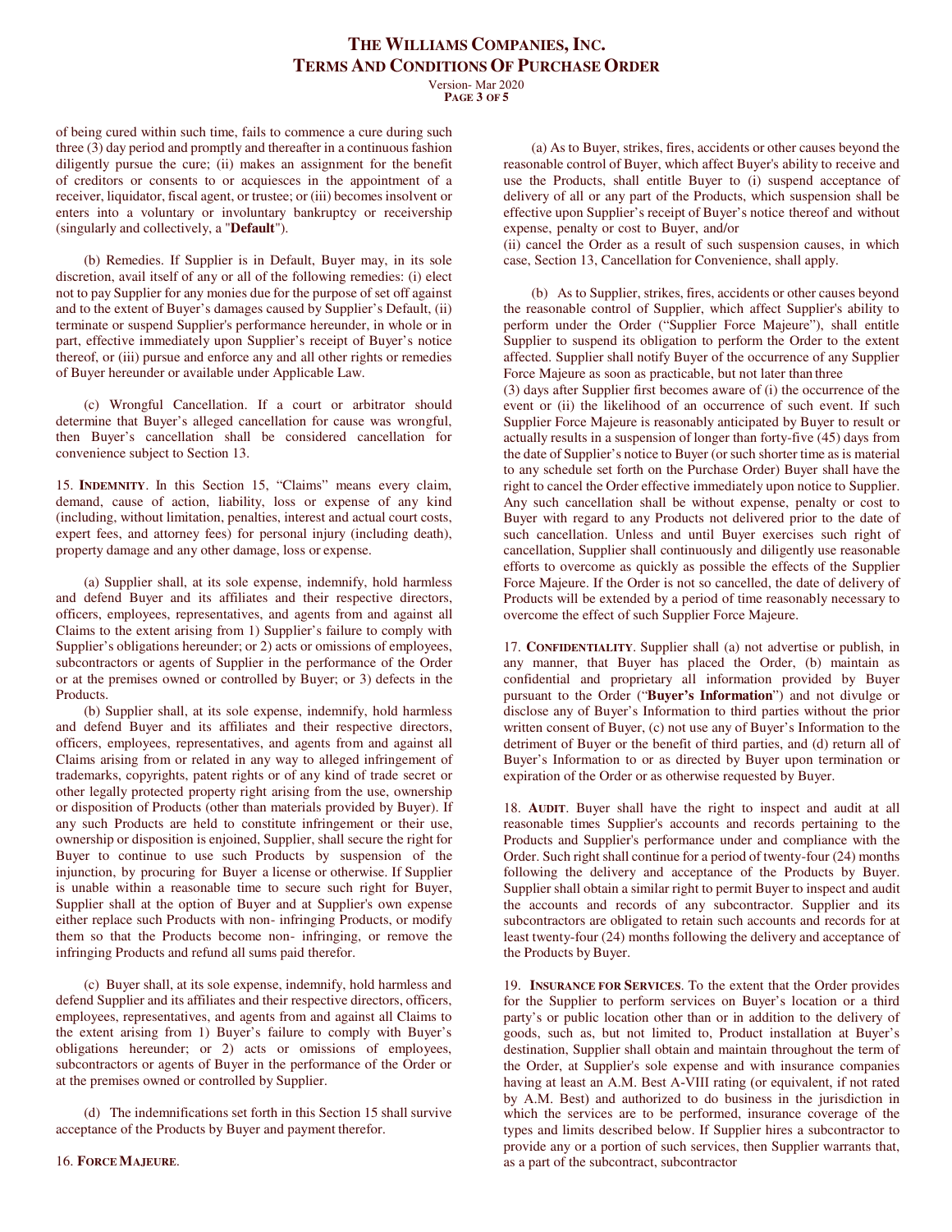of being cured within such time, fails to commence a cure during such three (3) day period and promptly and thereafter in a continuous fashion diligently pursue the cure; (ii) makes an assignment for the benefit of creditors or consents to or acquiesces in the appointment of a receiver, liquidator, fiscal agent, or trustee; or (iii) becomes insolvent or enters into a voluntary or involuntary bankruptcy or receivership (singularly and collectively, a "**Default**").

(b) Remedies. If Supplier is in Default, Buyer may, in its sole discretion, avail itself of any or all of the following remedies: (i) elect not to pay Supplier for any monies due for the purpose of set off against and to the extent of Buyer's damages caused by Supplier's Default, (ii) terminate or suspend Supplier's performance hereunder, in whole or in part, effective immediately upon Supplier's receipt of Buyer's notice thereof, or (iii) pursue and enforce any and all other rights or remedies of Buyer hereunder or available under Applicable Law.

(c) Wrongful Cancellation. If a court or arbitrator should determine that Buyer's alleged cancellation for cause was wrongful, then Buyer's cancellation shall be considered cancellation for convenience subject to Section 13.

15. **INDEMNITY**. In this Section 15, "Claims" means every claim, demand, cause of action, liability, loss or expense of any kind (including, without limitation, penalties, interest and actual court costs, expert fees, and attorney fees) for personal injury (including death), property damage and any other damage, loss or expense.

(a) Supplier shall, at its sole expense, indemnify, hold harmless and defend Buyer and its affiliates and their respective directors, officers, employees, representatives, and agents from and against all Claims to the extent arising from 1) Supplier's failure to comply with Supplier's obligations hereunder; or 2) acts or omissions of employees, subcontractors or agents of Supplier in the performance of the Order or at the premises owned or controlled by Buyer; or 3) defects in the Products.

(b) Supplier shall, at its sole expense, indemnify, hold harmless and defend Buyer and its affiliates and their respective directors, officers, employees, representatives, and agents from and against all Claims arising from or related in any way to alleged infringement of trademarks, copyrights, patent rights or of any kind of trade secret or other legally protected property right arising from the use, ownership or disposition of Products (other than materials provided by Buyer). If any such Products are held to constitute infringement or their use, ownership or disposition is enjoined, Supplier, shall secure the right for Buyer to continue to use such Products by suspension of the injunction, by procuring for Buyer a license or otherwise. If Supplier is unable within a reasonable time to secure such right for Buyer, Supplier shall at the option of Buyer and at Supplier's own expense either replace such Products with non- infringing Products, or modify them so that the Products become non- infringing, or remove the infringing Products and refund all sums paid therefor.

(c) Buyer shall, at its sole expense, indemnify, hold harmless and defend Supplier and its affiliates and their respective directors, officers, employees, representatives, and agents from and against all Claims to the extent arising from 1) Buyer's failure to comply with Buyer's obligations hereunder; or 2) acts or omissions of employees, subcontractors or agents of Buyer in the performance of the Order or at the premises owned or controlled by Supplier.

(d) The indemnifications set forth in this Section 15 shall survive acceptance of the Products by Buyer and payment therefor.

16. **FORCE MAJEURE**.

(a) As to Buyer, strikes, fires, accidents or other causes beyond the reasonable control of Buyer, which affect Buyer's ability to receive and use the Products, shall entitle Buyer to (i) suspend acceptance of delivery of all or any part of the Products, which suspension shall be effective upon Supplier's receipt of Buyer's notice thereof and without expense, penalty or cost to Buyer, and/or
(ii) cancel the Order as a result of such suspension causes, in which case, Section 13, Cancellation for Convenience, shall apply.

(b) As to Supplier, strikes, fires, accidents or other causes beyond the reasonable control of Supplier, which affect Supplier's ability to perform under the Order ("Supplier Force Majeure"), shall entitle Supplier to suspend its obligation to perform the Order to the extent affected. Supplier shall notify Buyer of the occurrence of any Supplier Force Majeure as soon as practicable, but not later than three (3) days after Supplier first becomes aware of (i) the occurrence of the event or (ii) the likelihood of an occurrence of such event. If such Supplier Force Majeure is reasonably anticipated by Buyer to result or actually results in a suspension of longer than forty-five (45) days from the date of Supplier's notice to Buyer (or such shorter time as is material to any schedule set forth on the Purchase Order) Buyer shall have the right to cancel the Order effective immediately upon notice to Supplier. Any such cancellation shall be without expense, penalty or cost to Buyer with regard to any Products not delivered prior to the date of such cancellation. Unless and until Buyer exercises such right of cancellation, Supplier shall continuously and diligently use reasonable efforts to overcome as quickly as possible the effects of the Supplier Force Majeure. If the Order is not so cancelled, the date of delivery of Products will be extended by a period of time reasonably necessary to overcome the effect of such Supplier Force Majeure.

17. **CONFIDENTIALITY**. Supplier shall (a) not advertise or publish, in any manner, that Buyer has placed the Order, (b) maintain as confidential and proprietary all information provided by Buyer pursuant to the Order ("**Buyer's Information**") and not divulge or disclose any of Buyer's Information to third parties without the prior written consent of Buyer, (c) not use any of Buyer's Information to the detriment of Buyer or the benefit of third parties, and (d) return all of Buyer's Information to or as directed by Buyer upon termination or expiration of the Order or as otherwise requested by Buyer.

18. **AUDIT**. Buyer shall have the right to inspect and audit at all reasonable times Supplier's accounts and records pertaining to the Products and Supplier's performance under and compliance with the Order. Such right shall continue for a period of twenty-four (24) months following the delivery and acceptance of the Products by Buyer. Supplier shall obtain a similar right to permit Buyer to inspect and audit the accounts and records of any subcontractor. Supplier and its subcontractors are obligated to retain such accounts and records for at least twenty-four (24) months following the delivery and acceptance of the Products by Buyer.

19. **INSURANCE FOR SERVICES**. To the extent that the Order provides for the Supplier to perform services on Buyer's location or a third party's or public location other than or in addition to the delivery of goods, such as, but not limited to, Product installation at Buyer's destination, Supplier shall obtain and maintain throughout the term of the Order, at Supplier's sole expense and with insurance companies having at least an A.M. Best A-VIII rating (or equivalent, if not rated by A.M. Best) and authorized to do business in the jurisdiction in which the services are to be performed, insurance coverage of the types and limits described below. If Supplier hires a subcontractor to provide any or a portion of such services, then Supplier warrants that, as a part of the subcontract, subcontractor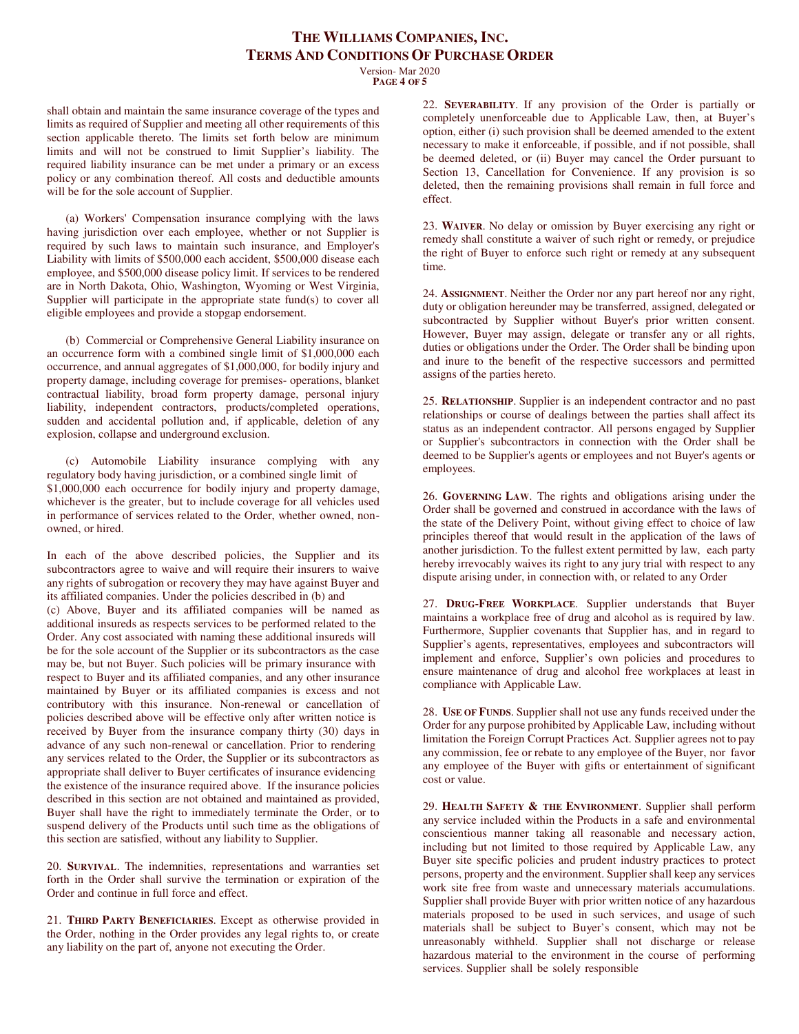shall obtain and maintain the same insurance coverage of the types and limits as required of Supplier and meeting all other requirements of this section applicable thereto. The limits set forth below are minimum limits and will not be construed to limit Supplier's liability. The required liability insurance can be met under a primary or an excess policy or any combination thereof. All costs and deductible amounts will be for the sole account of Supplier.

(a) Workers' Compensation insurance complying with the laws having jurisdiction over each employee, whether or not Supplier is required by such laws to maintain such insurance, and Employer's Liability with limits of $500,000 each accident, $500,000 disease each employee, and $500,000 disease policy limit. If services to be rendered are in North Dakota, Ohio, Washington, Wyoming or West Virginia, Supplier will participate in the appropriate state fund(s) to cover all eligible employees and provide a stopgap endorsement.

(b) Commercial or Comprehensive General Liability insurance on an occurrence form with a combined single limit of $1,000,000 each occurrence, and annual aggregates of $1,000,000, for bodily injury and property damage, including coverage for premises- operations, blanket contractual liability, broad form property damage, personal injury liability, independent contractors, products/completed operations, sudden and accidental pollution and, if applicable, deletion of any explosion, collapse and underground exclusion.

(c) Automobile Liability insurance complying with any regulatory body having jurisdiction, or a combined single limit of $1,000,000 each occurrence for bodily injury and property damage, whichever is the greater, but to include coverage for all vehicles used in performance of services related to the Order, whether owned, non-owned, or hired.

In each of the above described policies, the Supplier and its subcontractors agree to waive and will require their insurers to waive any rights of subrogation or recovery they may have against Buyer and its affiliated companies. Under the policies described in (b) and (c) Above, Buyer and its affiliated companies will be named as additional insureds as respects services to be performed related to the Order. Any cost associated with naming these additional insureds will be for the sole account of the Supplier or its subcontractors as the case may be, but not Buyer. Such policies will be primary insurance with respect to Buyer and its affiliated companies, and any other insurance maintained by Buyer or its affiliated companies is excess and not contributory with this insurance. Non-renewal or cancellation of policies described above will be effective only after written notice is received by Buyer from the insurance company thirty (30) days in advance of any such non-renewal or cancellation. Prior to rendering any services related to the Order, the Supplier or its subcontractors as appropriate shall deliver to Buyer certificates of insurance evidencing the existence of the insurance required above. If the insurance policies described in this section are not obtained and maintained as provided, Buyer shall have the right to immediately terminate the Order, or to suspend delivery of the Products until such time as the obligations of this section are satisfied, without any liability to Supplier.

20. **SURVIVAL**. The indemnities, representations and warranties set forth in the Order shall survive the termination or expiration of the Order and continue in full force and effect.

21. **THIRD PARTY BENEFICIARIES**. Except as otherwise provided in the Order, nothing in the Order provides any legal rights to, or create any liability on the part of, anyone not executing the Order.

22. **SEVERABILITY**. If any provision of the Order is partially or completely unenforceable due to Applicable Law, then, at Buyer's option, either (i) such provision shall be deemed amended to the extent necessary to make it enforceable, if possible, and if not possible, shall be deemed deleted, or (ii) Buyer may cancel the Order pursuant to Section 13, Cancellation for Convenience. If any provision is so deleted, then the remaining provisions shall remain in full force and effect.

23. **WAIVER**. No delay or omission by Buyer exercising any right or remedy shall constitute a waiver of such right or remedy, or prejudice the right of Buyer to enforce such right or remedy at any subsequent time.

24. **ASSIGNMENT**. Neither the Order nor any part hereof nor any right, duty or obligation hereunder may be transferred, assigned, delegated or subcontracted by Supplier without Buyer's prior written consent. However, Buyer may assign, delegate or transfer any or all rights, duties or obligations under the Order. The Order shall be binding upon and inure to the benefit of the respective successors and permitted assigns of the parties hereto.

25. **RELATIONSHIP**. Supplier is an independent contractor and no past relationships or course of dealings between the parties shall affect its status as an independent contractor. All persons engaged by Supplier or Supplier's subcontractors in connection with the Order shall be deemed to be Supplier's agents or employees and not Buyer's agents or employees.

26. **GOVERNING LAW**. The rights and obligations arising under the Order shall be governed and construed in accordance with the laws of the state of the Delivery Point, without giving effect to choice of law principles thereof that would result in the application of the laws of another jurisdiction. To the fullest extent permitted by law, each party hereby irrevocably waives its right to any jury trial with respect to any dispute arising under, in connection with, or related to any Order

27. **DRUG-FREE WORKPLACE**. Supplier understands that Buyer maintains a workplace free of drug and alcohol as is required by law. Furthermore, Supplier covenants that Supplier has, and in regard to Supplier's agents, representatives, employees and subcontractors will implement and enforce, Supplier's own policies and procedures to ensure maintenance of drug and alcohol free workplaces at least in compliance with Applicable Law.

28. **USE OF FUNDS**. Supplier shall not use any funds received under the Order for any purpose prohibited by Applicable Law, including without limitation the Foreign Corrupt Practices Act. Supplier agrees not to pay any commission, fee or rebate to any employee of the Buyer, nor favor any employee of the Buyer with gifts or entertainment of significant cost or value.

29. **HEALTH SAFETY & THE ENVIRONMENT**. Supplier shall perform any service included within the Products in a safe and environmental conscientious manner taking all reasonable and necessary action, including but not limited to those required by Applicable Law, any Buyer site specific policies and prudent industry practices to protect persons, property and the environment. Supplier shall keep any services work site free from waste and unnecessary materials accumulations. Supplier shall provide Buyer with prior written notice of any hazardous materials proposed to be used in such services, and usage of such materials shall be subject to Buyer's consent, which may not be unreasonably withheld. Supplier shall not discharge or release hazardous material to the environment in the course of performing services. Supplier shall be solely responsible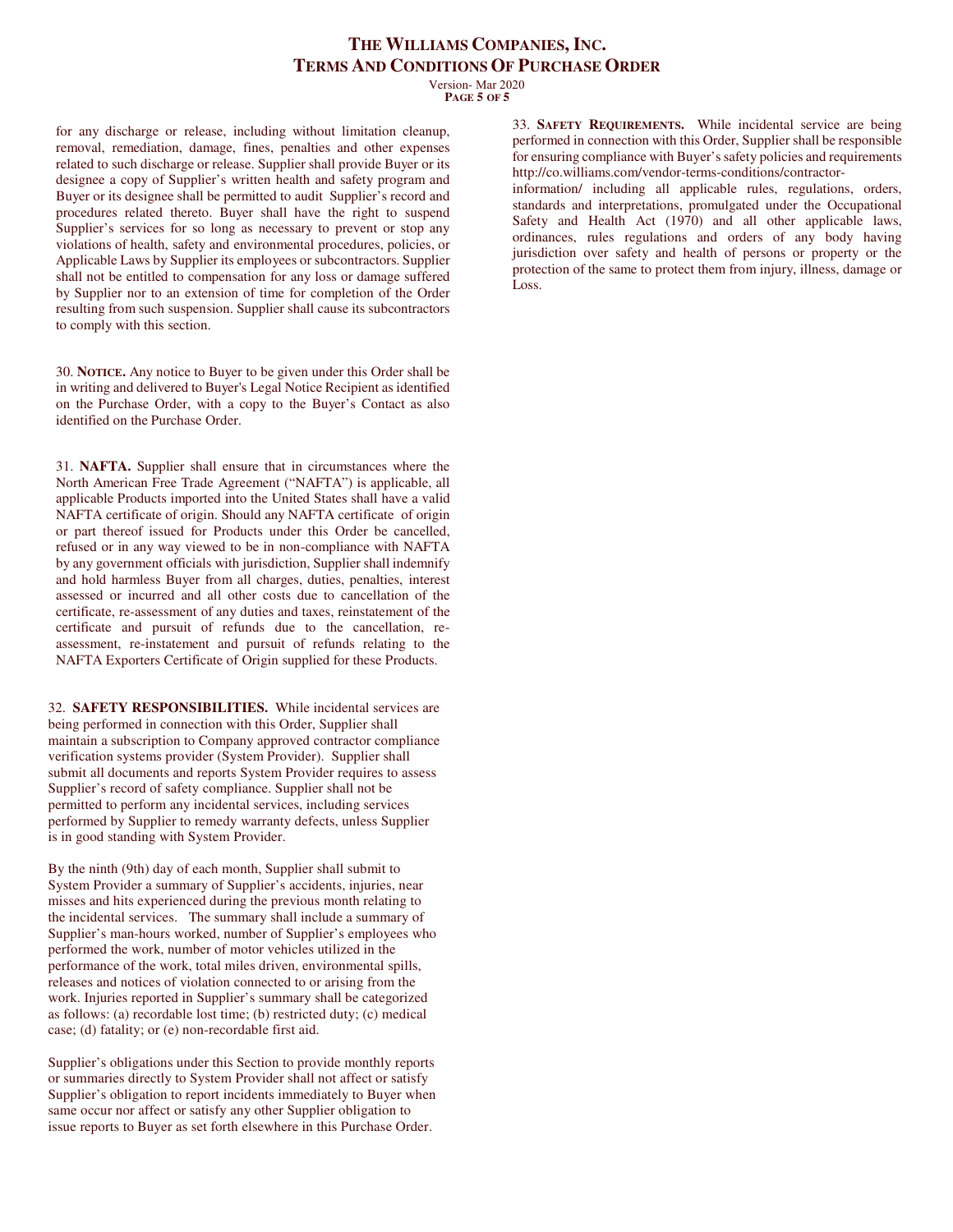for any discharge or release, including without limitation cleanup, removal, remediation, damage, fines, penalties and other expenses related to such discharge or release. Supplier shall provide Buyer or its designee a copy of Supplier's written health and safety program and Buyer or its designee shall be permitted to audit Supplier's record and procedures related thereto. Buyer shall have the right to suspend Supplier's services for so long as necessary to prevent or stop any violations of health, safety and environmental procedures, policies, or Applicable Laws by Supplier its employees or subcontractors. Supplier shall not be entitled to compensation for any loss or damage suffered by Supplier nor to an extension of time for completion of the Order resulting from such suspension. Supplier shall cause its subcontractors to comply with this section.

30. **NOTICE.** Any notice to Buyer to be given under this Order shall be in writing and delivered to Buyer's Legal Notice Recipient as identified on the Purchase Order, with a copy to the Buyer's Contact as also identified on the Purchase Order.

31. **NAFTA.** Supplier shall ensure that in circumstances where the North American Free Trade Agreement ("NAFTA") is applicable, all applicable Products imported into the United States shall have a valid NAFTA certificate of origin. Should any NAFTA certificate of origin or part thereof issued for Products under this Order be cancelled, refused or in any way viewed to be in non-compliance with NAFTA by any government officials with jurisdiction, Supplier shall indemnify and hold harmless Buyer from all charges, duties, penalties, interest assessed or incurred and all other costs due to cancellation of the certificate, re-assessment of any duties and taxes, reinstatement of the certificate and pursuit of refunds due to the cancellation, re-assessment, re-instatement and pursuit of refunds relating to the NAFTA Exporters Certificate of Origin supplied for these Products.

32. **SAFETY RESPONSIBILITIES.** While incidental services are being performed in connection with this Order, Supplier shall maintain a subscription to Company approved contractor compliance verification systems provider (System Provider). Supplier shall submit all documents and reports System Provider requires to assess Supplier's record of safety compliance. Supplier shall not be permitted to perform any incidental services, including services performed by Supplier to remedy warranty defects, unless Supplier is in good standing with System Provider.

By the ninth (9th) day of each month, Supplier shall submit to System Provider a summary of Supplier's accidents, injuries, near misses and hits experienced during the previous month relating to the incidental services. The summary shall include a summary of Supplier's man-hours worked, number of Supplier's employees who performed the work, number of motor vehicles utilized in the performance of the work, total miles driven, environmental spills, releases and notices of violation connected to or arising from the work. Injuries reported in Supplier's summary shall be categorized as follows: (a) recordable lost time; (b) restricted duty; (c) medical case; (d) fatality; or (e) non-recordable first aid.

Supplier's obligations under this Section to provide monthly reports or summaries directly to System Provider shall not affect or satisfy Supplier's obligation to report incidents immediately to Buyer when same occur nor affect or satisfy any other Supplier obligation to issue reports to Buyer as set forth elsewhere in this Purchase Order.

33. **SAFETY REQUIREMENTS.** While incidental service are being performed in connection with this Order, Supplier shall be responsible for ensuring compliance with Buyer's safety policies and requirements http://co.williams.com/vendor-terms-conditions/contractor-information/ including all applicable rules, regulations, orders, standards and interpretations, promulgated under the Occupational Safety and Health Act (1970) and all other applicable laws, ordinances, rules regulations and orders of any body having jurisdiction over safety and health of persons or property or the protection of the same to protect them from injury, illness, damage or Loss.